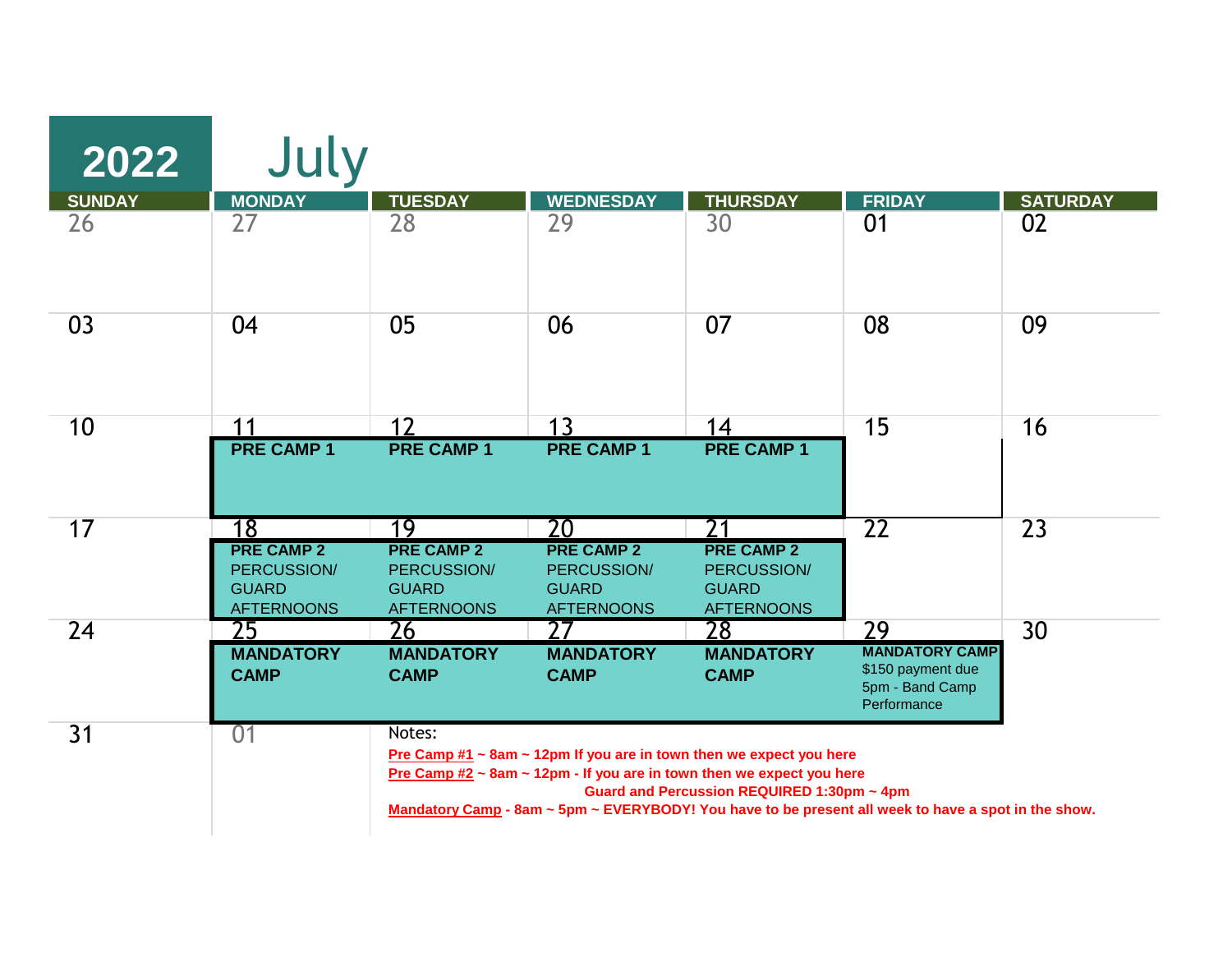# 2022 July

| SUNDAY | MONDAY | TUESDAY | WEDNESDAY | THURSDAY | FRIDAY | SATURDAY |
|---|---|---|---|---|---|---|
| 26 | 27 | 28 | 29 | 30 | 01 | 02 |
| 03 | 04 | 05 | 06 | 07 | 08 | 09 |
| 10 | 11 **PRE CAMP 1** | 12 **PRE CAMP 1** | 13 **PRE CAMP 1** | 14 **PRE CAMP 1** | 15 | 16 |
| 17 | 18 **PRE CAMP 2** PERCUSSION/ GUARD AFTERNOONS | 19 **PRE CAMP 2** PERCUSSION/ GUARD AFTERNOONS | 20 **PRE CAMP 2** PERCUSSION/ GUARD AFTERNOONS | 21 **PRE CAMP 2** PERCUSSION/ GUARD AFTERNOONS | 22 | 23 |
| 24 | 25 **MANDATORY CAMP** | 26 **MANDATORY CAMP** | 27 **MANDATORY CAMP** | 28 **MANDATORY CAMP** | 29 **MANDATORY CAMP** $150 payment due 5pm - Band Camp Performance | 30 |
| 31 | 01 | | | | | |

Notes:

**Pre Camp #1 ~ 8am ~ 12pm If you are in town then we expect you here**

**Pre Camp #2 ~ 8am ~ 12pm - If you are in town then we expect you here**
**Guard and Percussion REQUIRED 1:30pm ~ 4pm**

**Mandatory Camp - 8am ~ 5pm ~ EVERYBODY! You have to be present all week to have a spot in the show.**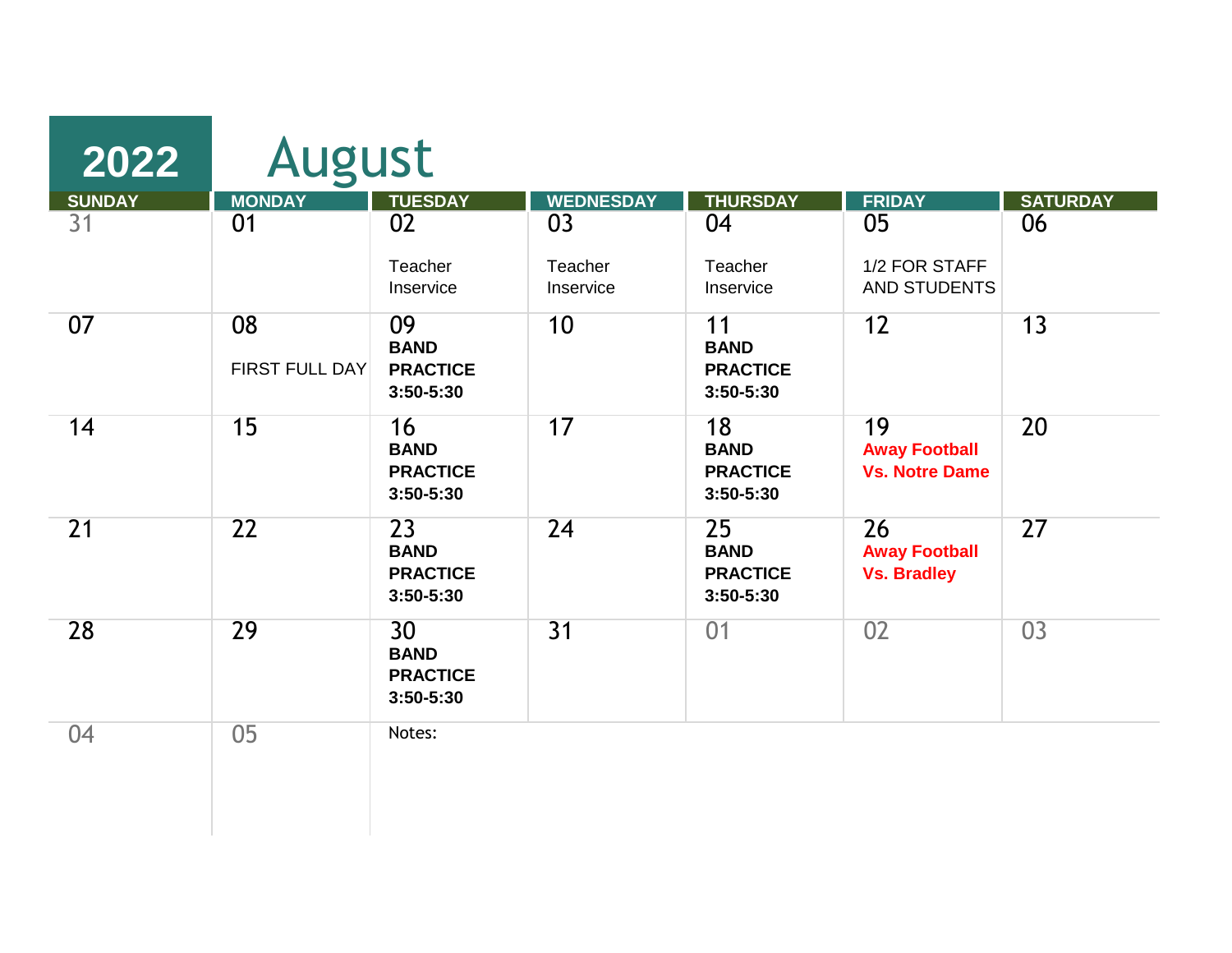# 2022 August

| SUNDAY | MONDAY | TUESDAY | WEDNESDAY | THURSDAY | FRIDAY | SATURDAY |
|---|---|---|---|---|---|---|
| 31 | 01 | 02<br>Teacher Inservice | 03<br>Teacher Inservice | 04<br>Teacher Inservice | 05<br>1/2 FOR STAFF AND STUDENTS | 06 |
| 07 | 08<br>FIRST FULL DAY | 09<br>**BAND PRACTICE 3:50-5:30** | 10 | 11<br>**BAND PRACTICE 3:50-5:30** | 12 | 13 |
| 14 | 15 | 16<br>**BAND PRACTICE 3:50-5:30** | 17 | 18<br>**BAND PRACTICE 3:50-5:30** | 19<br>**Away Football Vs. Notre Dame** | 20 |
| 21 | 22 | 23<br>**BAND PRACTICE 3:50-5:30** | 24 | 25<br>**BAND PRACTICE 3:50-5:30** | 26<br>**Away Football Vs. Bradley** | 27 |
| 28 | 29 | 30<br>**BAND PRACTICE 3:50-5:30** | 31 | 01 | 02 | 03 |
| 04 | 05 | Notes: | | | | |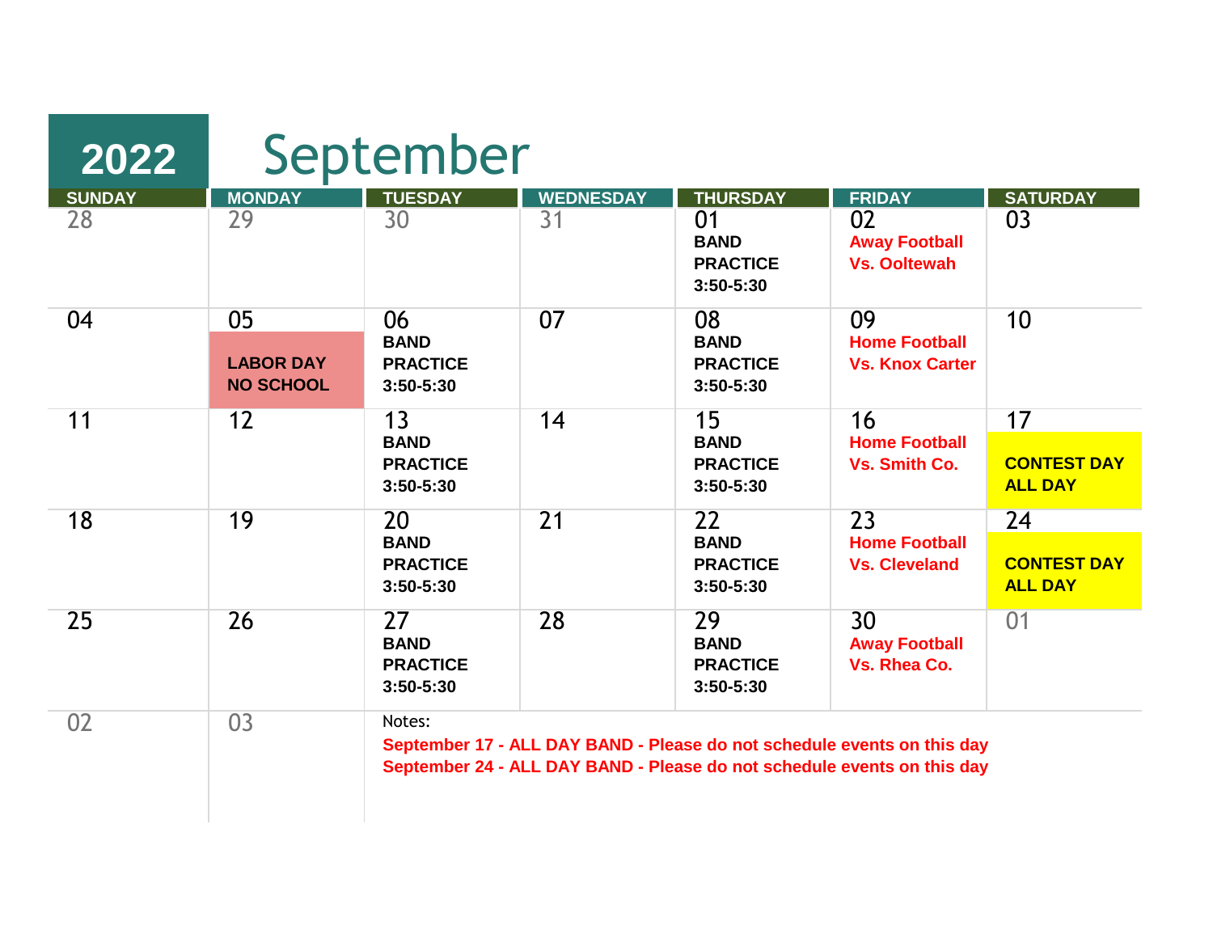# 2022 September

| SUNDAY | MONDAY | TUESDAY | WEDNESDAY | THURSDAY | FRIDAY | SATURDAY |
|---|---|---|---|---|---|---|
| 28 | 29 | 30 | 31 | 01 BAND PRACTICE 3:50-5:30 | 02 Away Football Vs. Ooltewah | 03 |
| 04 | 05 LABOR DAY NO SCHOOL | 06 BAND PRACTICE 3:50-5:30 | 07 | 08 BAND PRACTICE 3:50-5:30 | 09 Home Football Vs. Knox Carter | 10 |
| 11 | 12 | 13 BAND PRACTICE 3:50-5:30 | 14 | 15 BAND PRACTICE 3:50-5:30 | 16 Home Football Vs. Smith Co. | 17 CONTEST DAY ALL DAY |
| 18 | 19 | 20 BAND PRACTICE 3:50-5:30 | 21 | 22 BAND PRACTICE 3:50-5:30 | 23 Home Football Vs. Cleveland | 24 CONTEST DAY ALL DAY |
| 25 | 26 | 27 BAND PRACTICE 3:50-5:30 | 28 | 29 BAND PRACTICE 3:50-5:30 | 30 Away Football Vs. Rhea Co. | 01 |
| 02 | 03 | | | | | |

Notes:

**September 17 - ALL DAY BAND - Please do not schedule events on this day**
**September 24 - ALL DAY BAND - Please do not schedule events on this day**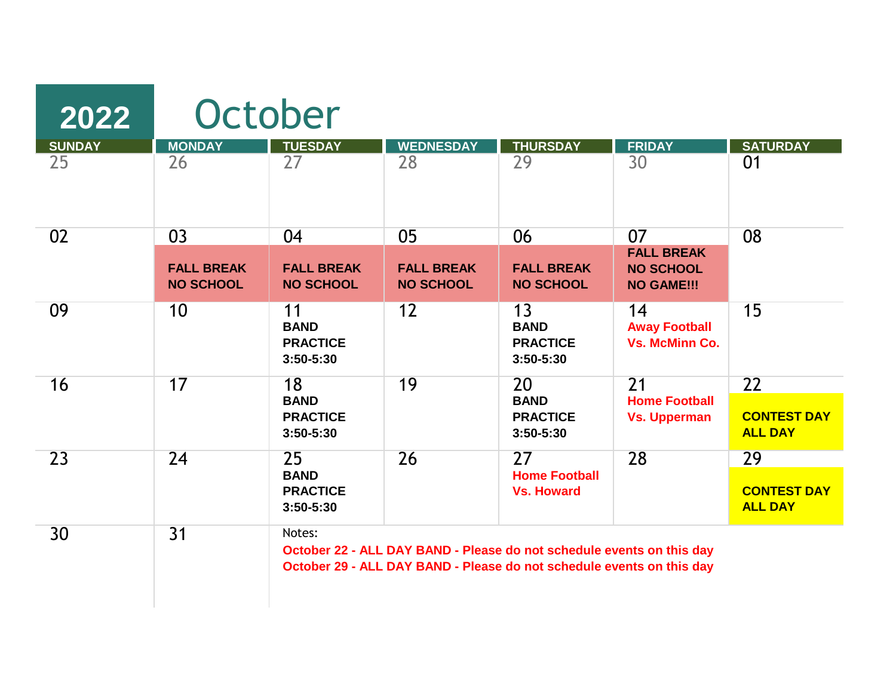# 2022 October

| SUNDAY | MONDAY | TUESDAY | WEDNESDAY | THURSDAY | FRIDAY | SATURDAY |
|---|---|---|---|---|---|---|
| 25 | 26 | 27 | 28 | 29 | 30 | 01 |
| 02 | 03<br>**FALL BREAK NO SCHOOL** | 04<br>**FALL BREAK NO SCHOOL** | 05<br>**FALL BREAK NO SCHOOL** | 06<br>**FALL BREAK NO SCHOOL** | 07<br>**FALL BREAK NO SCHOOL NO GAME!!!** | 08 |
| 09 | 10 | 11<br>**BAND PRACTICE 3:50-5:30** | 12 | 13<br>**BAND PRACTICE 3:50-5:30** | 14<br>**Away Football Vs. McMinn Co.** | 15 |
| 16 | 17 | 18<br>**BAND PRACTICE 3:50-5:30** | 19 | 20<br>**BAND PRACTICE 3:50-5:30** | 21<br>**Home Football Vs. Upperman** | 22<br>**CONTEST DAY ALL DAY** |
| 23 | 24 | 25<br>**BAND PRACTICE 3:50-5:30** | 26 | 27<br>**Home Football Vs. Howard** | 28 | 29<br>**CONTEST DAY ALL DAY** |
| 30 | 31 | | | | | |

Notes:

**October 22 - ALL DAY BAND - Please do not schedule events on this day**
**October 29 - ALL DAY BAND - Please do not schedule events on this day**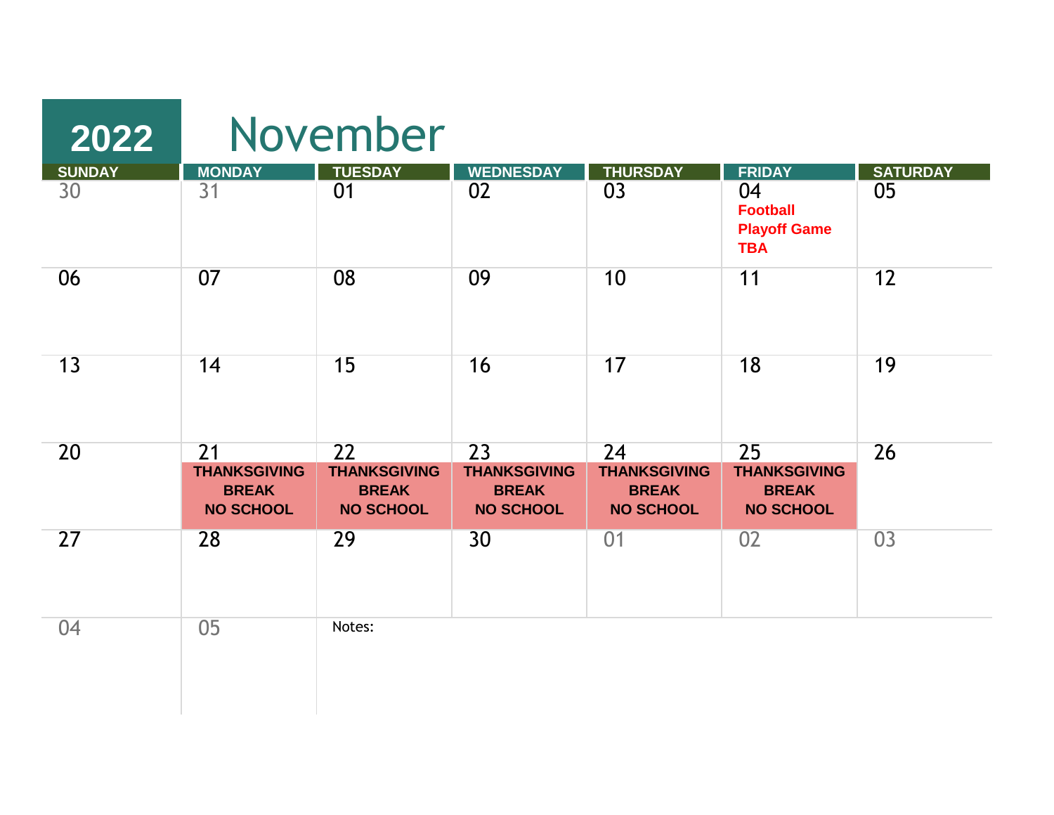# 2022 November

| SUNDAY | MONDAY | TUESDAY | WEDNESDAY | THURSDAY | FRIDAY | SATURDAY |
|---|---|---|---|---|---|---|
| 30 | 31 | 01 | 02 | 03 | 04 **Football Playoff Game TBA** | 05 |
| 06 | 07 | 08 | 09 | 10 | 11 | 12 |
| 13 | 14 | 15 | 16 | 17 | 18 | 19 |
| 20 | 21 **THANKSGIVING BREAK NO SCHOOL** | 22 **THANKSGIVING BREAK NO SCHOOL** | 23 **THANKSGIVING BREAK NO SCHOOL** | 24 **THANKSGIVING BREAK NO SCHOOL** | 25 **THANKSGIVING BREAK NO SCHOOL** | 26 |
| 27 | 28 | 29 | 30 | 01 | 02 | 03 |
| 04 | 05 | Notes: | | | | |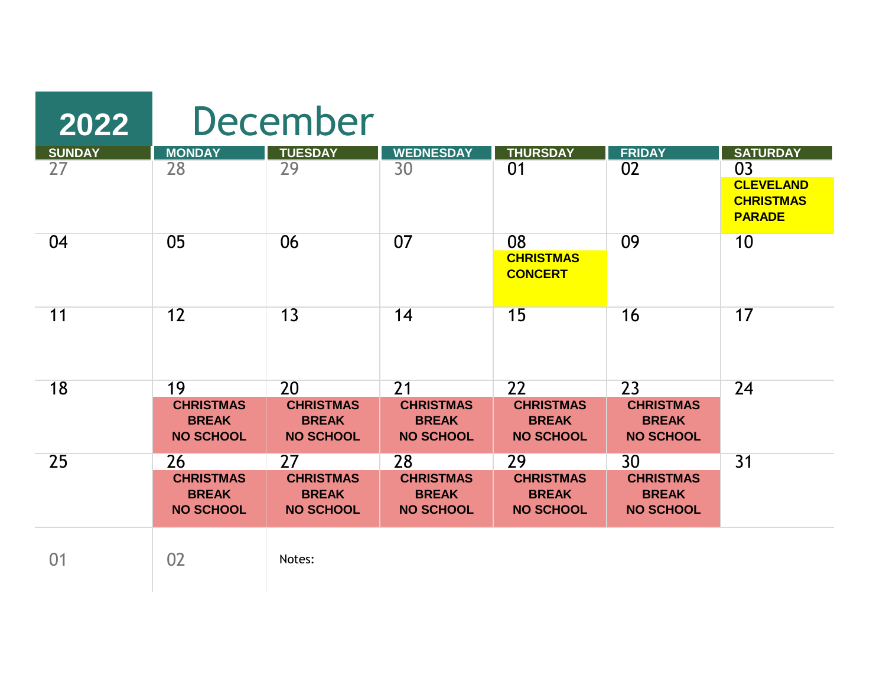# 2022 December

| SUNDAY | MONDAY | TUESDAY | WEDNESDAY | THURSDAY | FRIDAY | SATURDAY |
| --- | --- | --- | --- | --- | --- | --- |
| 27 | 28 | 29 | 30 | 01 | 02 | 03 CLEVELAND CHRISTMAS PARADE |
| 04 | 05 | 06 | 07 | 08 CHRISTMAS CONCERT | 09 | 10 |
| 11 | 12 | 13 | 14 | 15 | 16 | 17 |
| 18 | 19 CHRISTMAS BREAK NO SCHOOL | 20 CHRISTMAS BREAK NO SCHOOL | 21 CHRISTMAS BREAK NO SCHOOL | 22 CHRISTMAS BREAK NO SCHOOL | 23 CHRISTMAS BREAK NO SCHOOL | 24 |
| 25 | 26 CHRISTMAS BREAK NO SCHOOL | 27 CHRISTMAS BREAK NO SCHOOL | 28 CHRISTMAS BREAK NO SCHOOL | 29 CHRISTMAS BREAK NO SCHOOL | 30 CHRISTMAS BREAK NO SCHOOL | 31 |
| 01 | 02 | Notes: | | | | |